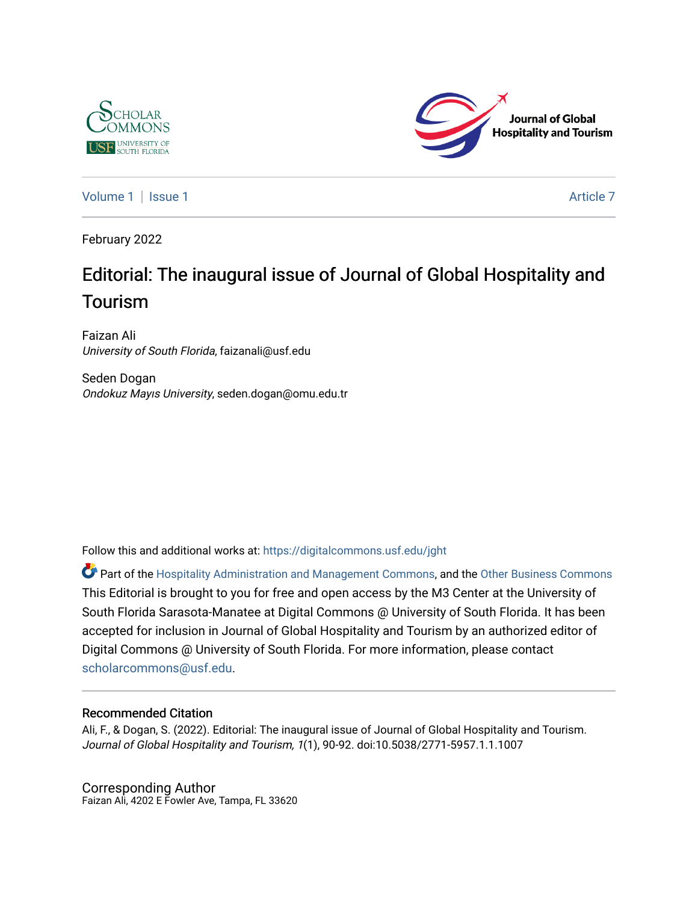Volume 1 | Issue 1 Article 7

February 2022

# Editorial: The inaugural issue of Journal of Global Hospitality and Tourism

Faizan Ali
*University of South Florida*, faizanali@usf.edu

Seden Dogan
*Ondokuz Mayıs University*, seden.dogan@omu.edu.tr

Follow this and additional works at: https://digitalcommons.usf.edu/jght

Part of the Hospitality Administration and Management Commons, and the Other Business Commons

This Editorial is brought to you for free and open access by the M3 Center at the University of South Florida Sarasota-Manatee at Digital Commons @ University of South Florida. It has been accepted for inclusion in Journal of Global Hospitality and Tourism by an authorized editor of Digital Commons @ University of South Florida. For more information, please contact scholarcommons@usf.edu.

## Recommended Citation

Ali, F., & Dogan, S. (2022). Editorial: The inaugural issue of Journal of Global Hospitality and Tourism. *Journal of Global Hospitality and Tourism, 1*(1), 90-92. doi:10.5038/2771-5957.1.1.1007

## Corresponding Author

Faizan Ali, 4202 E Fowler Ave, Tampa, FL 33620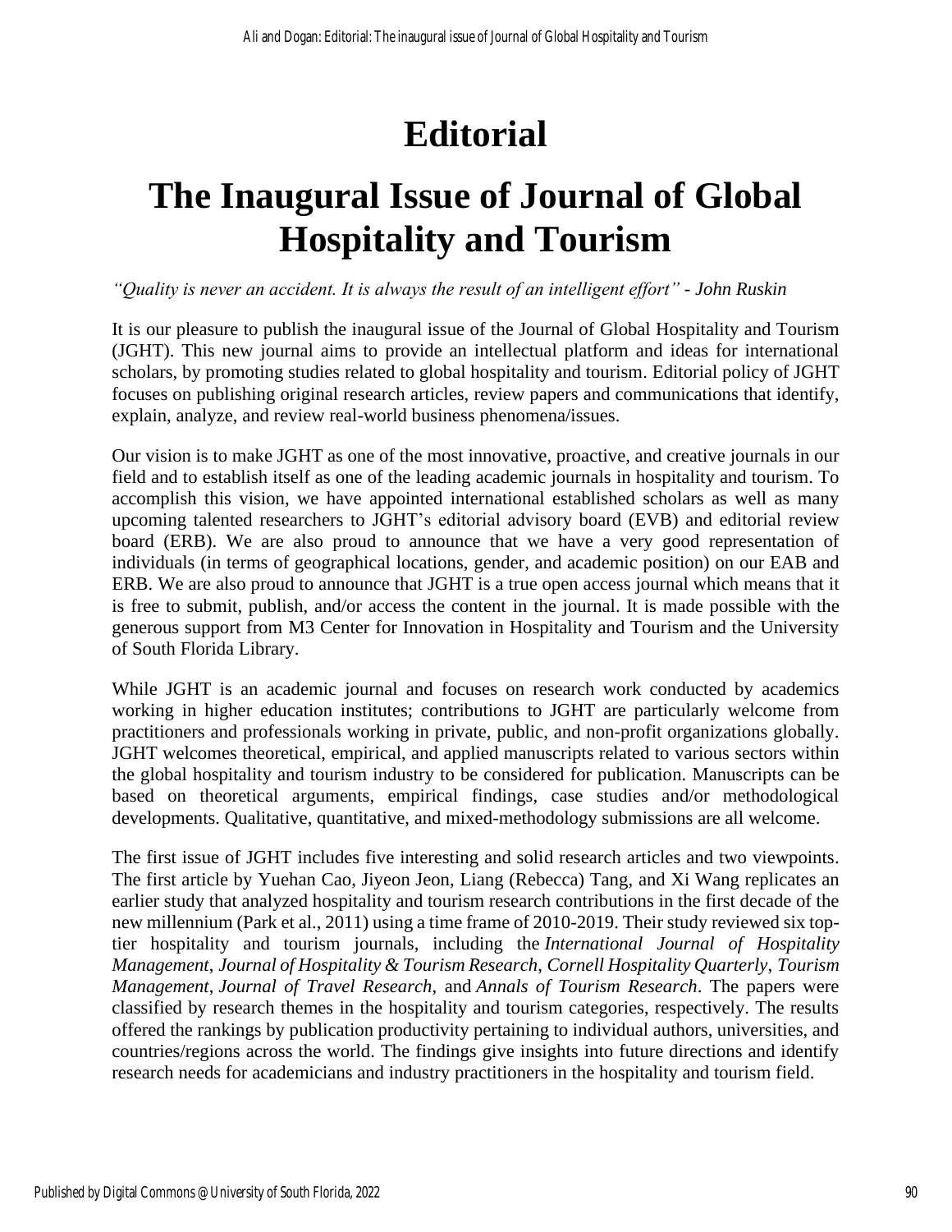# Editorial

# The Inaugural Issue of Journal of Global Hospitality and Tourism

*"Quality is never an accident. It is always the result of an intelligent effort" - John Ruskin*

It is our pleasure to publish the inaugural issue of the Journal of Global Hospitality and Tourism (JGHT). This new journal aims to provide an intellectual platform and ideas for international scholars, by promoting studies related to global hospitality and tourism. Editorial policy of JGHT focuses on publishing original research articles, review papers and communications that identify, explain, analyze, and review real-world business phenomena/issues.

Our vision is to make JGHT as one of the most innovative, proactive, and creative journals in our field and to establish itself as one of the leading academic journals in hospitality and tourism. To accomplish this vision, we have appointed international established scholars as well as many upcoming talented researchers to JGHT's editorial advisory board (EVB) and editorial review board (ERB). We are also proud to announce that we have a very good representation of individuals (in terms of geographical locations, gender, and academic position) on our EAB and ERB. We are also proud to announce that JGHT is a true open access journal which means that it is free to submit, publish, and/or access the content in the journal. It is made possible with the generous support from M3 Center for Innovation in Hospitality and Tourism and the University of South Florida Library.

While JGHT is an academic journal and focuses on research work conducted by academics working in higher education institutes; contributions to JGHT are particularly welcome from practitioners and professionals working in private, public, and non-profit organizations globally. JGHT welcomes theoretical, empirical, and applied manuscripts related to various sectors within the global hospitality and tourism industry to be considered for publication. Manuscripts can be based on theoretical arguments, empirical findings, case studies and/or methodological developments. Qualitative, quantitative, and mixed-methodology submissions are all welcome.

The first issue of JGHT includes five interesting and solid research articles and two viewpoints. The first article by Yuehan Cao, Jiyeon Jeon, Liang (Rebecca) Tang, and Xi Wang replicates an earlier study that analyzed hospitality and tourism research contributions in the first decade of the new millennium (Park et al., 2011) using a time frame of 2010-2019. Their study reviewed six top-tier hospitality and tourism journals, including the *International Journal of Hospitality Management*, *Journal of Hospitality & Tourism Research*, *Cornell Hospitality Quarterly*, *Tourism Management*, *Journal of Travel Research*, and *Annals of Tourism Research*. The papers were classified by research themes in the hospitality and tourism categories, respectively. The results offered the rankings by publication productivity pertaining to individual authors, universities, and countries/regions across the world. The findings give insights into future directions and identify research needs for academicians and industry practitioners in the hospitality and tourism field.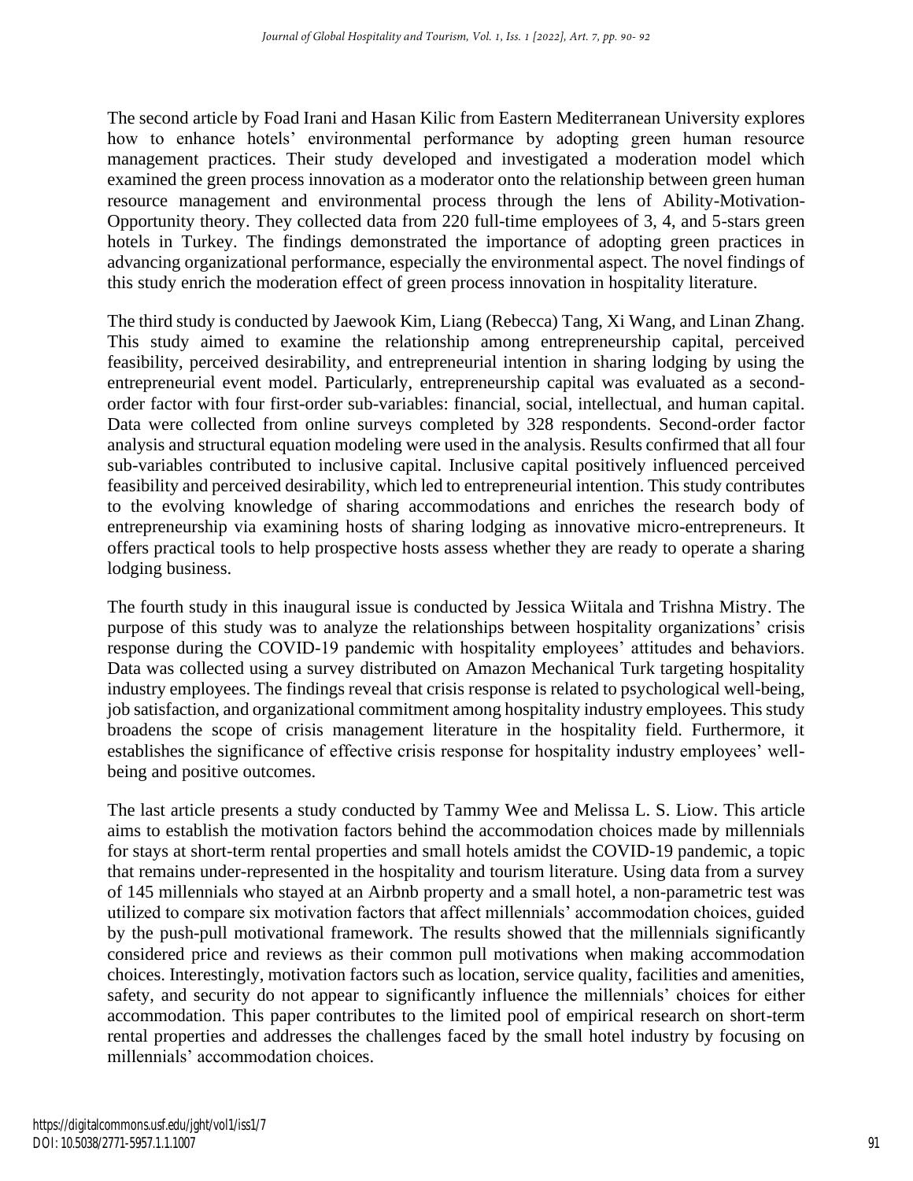The second article by Foad Irani and Hasan Kilic from Eastern Mediterranean University explores how to enhance hotels' environmental performance by adopting green human resource management practices. Their study developed and investigated a moderation model which examined the green process innovation as a moderator onto the relationship between green human resource management and environmental process through the lens of Ability-Motivation-Opportunity theory. They collected data from 220 full-time employees of 3, 4, and 5-stars green hotels in Turkey. The findings demonstrated the importance of adopting green practices in advancing organizational performance, especially the environmental aspect. The novel findings of this study enrich the moderation effect of green process innovation in hospitality literature.

The third study is conducted by Jaewook Kim, Liang (Rebecca) Tang, Xi Wang, and Linan Zhang. This study aimed to examine the relationship among entrepreneurship capital, perceived feasibility, perceived desirability, and entrepreneurial intention in sharing lodging by using the entrepreneurial event model. Particularly, entrepreneurship capital was evaluated as a second-order factor with four first-order sub-variables: financial, social, intellectual, and human capital. Data were collected from online surveys completed by 328 respondents. Second-order factor analysis and structural equation modeling were used in the analysis. Results confirmed that all four sub-variables contributed to inclusive capital. Inclusive capital positively influenced perceived feasibility and perceived desirability, which led to entrepreneurial intention. This study contributes to the evolving knowledge of sharing accommodations and enriches the research body of entrepreneurship via examining hosts of sharing lodging as innovative micro-entrepreneurs. It offers practical tools to help prospective hosts assess whether they are ready to operate a sharing lodging business.

The fourth study in this inaugural issue is conducted by Jessica Wiitala and Trishna Mistry. The purpose of this study was to analyze the relationships between hospitality organizations' crisis response during the COVID-19 pandemic with hospitality employees' attitudes and behaviors. Data was collected using a survey distributed on Amazon Mechanical Turk targeting hospitality industry employees. The findings reveal that crisis response is related to psychological well-being, job satisfaction, and organizational commitment among hospitality industry employees. This study broadens the scope of crisis management literature in the hospitality field. Furthermore, it establishes the significance of effective crisis response for hospitality industry employees' well-being and positive outcomes.

The last article presents a study conducted by Tammy Wee and Melissa L. S. Liow. This article aims to establish the motivation factors behind the accommodation choices made by millennials for stays at short-term rental properties and small hotels amidst the COVID-19 pandemic, a topic that remains under-represented in the hospitality and tourism literature. Using data from a survey of 145 millennials who stayed at an Airbnb property and a small hotel, a non-parametric test was utilized to compare six motivation factors that affect millennials' accommodation choices, guided by the push-pull motivational framework. The results showed that the millennials significantly considered price and reviews as their common pull motivations when making accommodation choices. Interestingly, motivation factors such as location, service quality, facilities and amenities, safety, and security do not appear to significantly influence the millennials' choices for either accommodation. This paper contributes to the limited pool of empirical research on short-term rental properties and addresses the challenges faced by the small hotel industry by focusing on millennials' accommodation choices.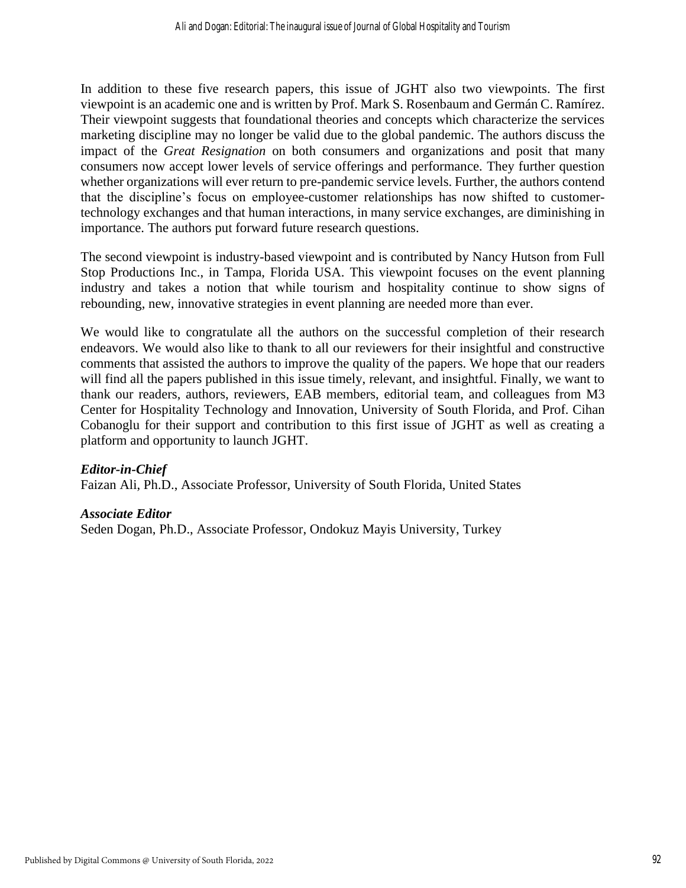In addition to these five research papers, this issue of JGHT also two viewpoints. The first viewpoint is an academic one and is written by Prof. Mark S. Rosenbaum and Germán C. Ramírez. Their viewpoint suggests that foundational theories and concepts which characterize the services marketing discipline may no longer be valid due to the global pandemic. The authors discuss the impact of the *Great Resignation* on both consumers and organizations and posit that many consumers now accept lower levels of service offerings and performance. They further question whether organizations will ever return to pre-pandemic service levels. Further, the authors contend that the discipline's focus on employee-customer relationships has now shifted to customer-technology exchanges and that human interactions, in many service exchanges, are diminishing in importance. The authors put forward future research questions.

The second viewpoint is industry-based viewpoint and is contributed by Nancy Hutson from Full Stop Productions Inc., in Tampa, Florida USA. This viewpoint focuses on the event planning industry and takes a notion that while tourism and hospitality continue to show signs of rebounding, new, innovative strategies in event planning are needed more than ever.

We would like to congratulate all the authors on the successful completion of their research endeavors. We would also like to thank to all our reviewers for their insightful and constructive comments that assisted the authors to improve the quality of the papers. We hope that our readers will find all the papers published in this issue timely, relevant, and insightful. Finally, we want to thank our readers, authors, reviewers, EAB members, editorial team, and colleagues from M3 Center for Hospitality Technology and Innovation, University of South Florida, and Prof. Cihan Cobanoglu for their support and contribution to this first issue of JGHT as well as creating a platform and opportunity to launch JGHT.

***Editor-in-Chief***
Faizan Ali, Ph.D., Associate Professor, University of South Florida, United States

***Associate Editor***
Seden Dogan, Ph.D., Associate Professor, Ondokuz Mayis University, Turkey